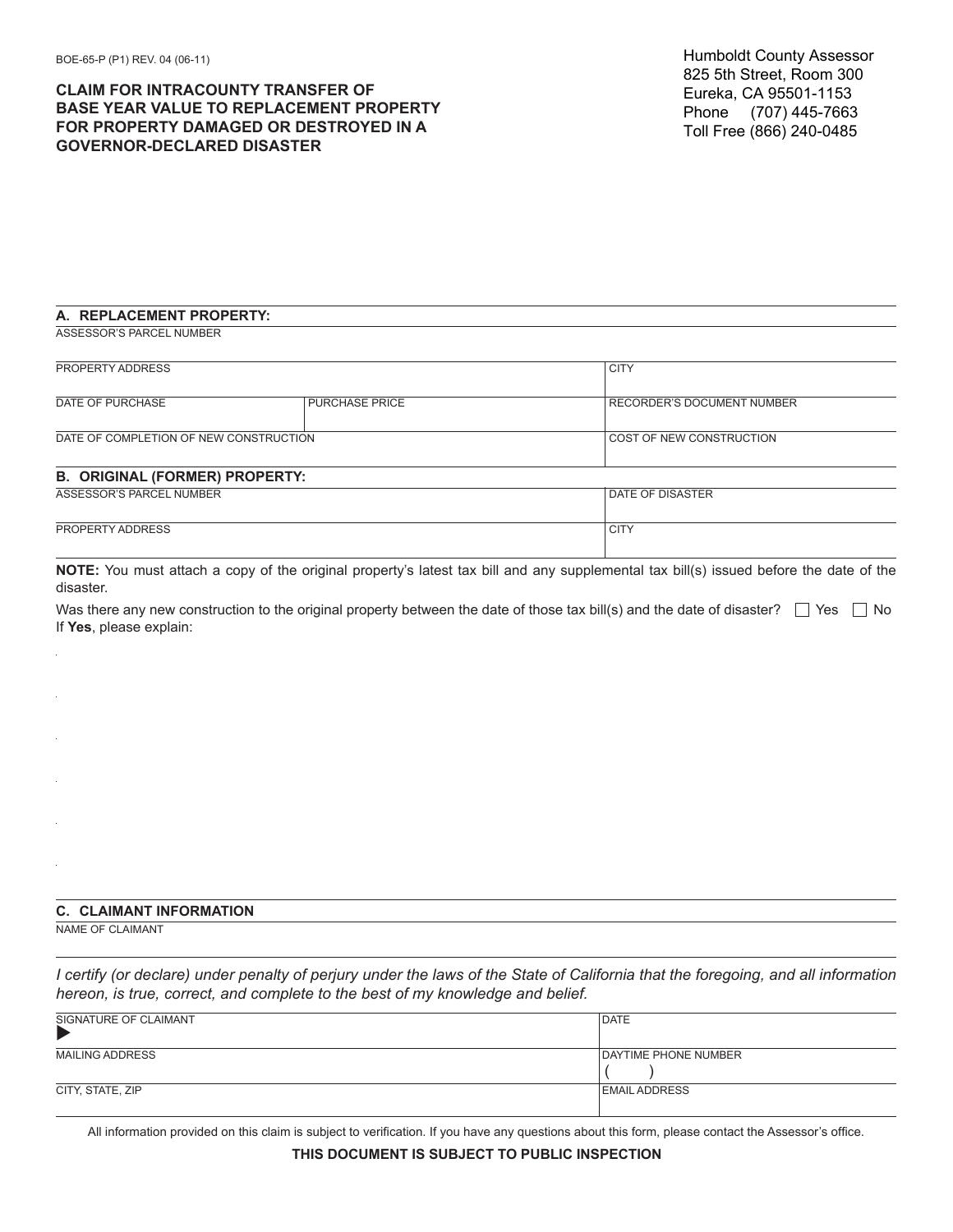BOE-65-P (P1) REV. 04 (06-11)

**CLAIM FOR INTRACOUNTY TRANSFER OF BASE YEAR VALUE TO REPLACEMENT PROPERTY FOR PROPERTY DAMAGED OR DESTROYED IN A GOVERNOR-DECLARED DISASTER**

Humboldt County Assessor
825 5th Street, Room 300
Eureka, CA 95501-1153
Phone (707) 445-7663
Toll Free (866) 240-0485

## A. REPLACEMENT PROPERTY:

| ASSESSOR'S PARCEL NUMBER | | |
|---|---|---|
| PROPERTY ADDRESS | | CITY |
| DATE OF PURCHASE | PURCHASE PRICE | RECORDER'S DOCUMENT NUMBER |
| DATE OF COMPLETION OF NEW CONSTRUCTION | | COST OF NEW CONSTRUCTION |

## B. ORIGINAL (FORMER) PROPERTY:

| ASSESSOR'S PARCEL NUMBER | DATE OF DISASTER |
|---|---|
| PROPERTY ADDRESS | CITY |

**NOTE:** You must attach a copy of the original property's latest tax bill and any supplemental tax bill(s) issued before the date of the disaster.

Was there any new construction to the original property between the date of those tax bill(s) and the date of disaster? ☐ Yes ☐ No
If **Yes**, please explain:

## C. CLAIMANT INFORMATION

NAME OF CLAIMANT

*I certify (or declare) under penalty of perjury under the laws of the State of California that the foregoing, and all information hereon, is true, correct, and complete to the best of my knowledge and belief.*

| SIGNATURE OF CLAIMANT ▶ | DATE |
|---|---|
| MAILING ADDRESS | DAYTIME PHONE NUMBER ( ) |
| CITY, STATE, ZIP | EMAIL ADDRESS |

All information provided on this claim is subject to verification. If you have any questions about this form, please contact the Assessor's office.

**THIS DOCUMENT IS SUBJECT TO PUBLIC INSPECTION**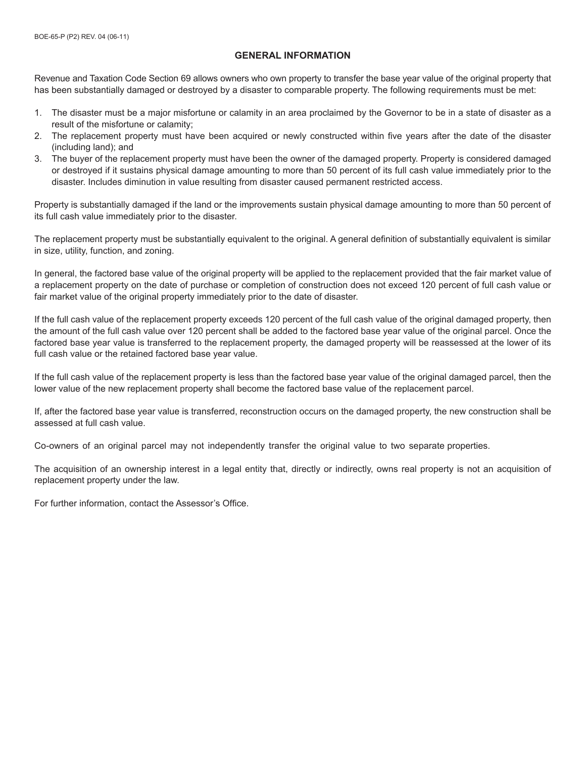## GENERAL INFORMATION

Revenue and Taxation Code Section 69 allows owners who own property to transfer the base year value of the original property that has been substantially damaged or destroyed by a disaster to comparable property. The following requirements must be met:

1. The disaster must be a major misfortune or calamity in an area proclaimed by the Governor to be in a state of disaster as a result of the misfortune or calamity;
2. The replacement property must have been acquired or newly constructed within five years after the date of the disaster (including land); and
3. The buyer of the replacement property must have been the owner of the damaged property. Property is considered damaged or destroyed if it sustains physical damage amounting to more than 50 percent of its full cash value immediately prior to the disaster. Includes diminution in value resulting from disaster caused permanent restricted access.

Property is substantially damaged if the land or the improvements sustain physical damage amounting to more than 50 percent of its full cash value immediately prior to the disaster.

The replacement property must be substantially equivalent to the original. A general definition of substantially equivalent is similar in size, utility, function, and zoning.

In general, the factored base value of the original property will be applied to the replacement provided that the fair market value of a replacement property on the date of purchase or completion of construction does not exceed 120 percent of full cash value or fair market value of the original property immediately prior to the date of disaster.

If the full cash value of the replacement property exceeds 120 percent of the full cash value of the original damaged property, then the amount of the full cash value over 120 percent shall be added to the factored base year value of the original parcel. Once the factored base year value is transferred to the replacement property, the damaged property will be reassessed at the lower of its full cash value or the retained factored base year value.

If the full cash value of the replacement property is less than the factored base year value of the original damaged parcel, then the lower value of the new replacement property shall become the factored base value of the replacement parcel.

If, after the factored base year value is transferred, reconstruction occurs on the damaged property, the new construction shall be assessed at full cash value.

Co-owners of an original parcel may not independently transfer the original value to two separate properties.

The acquisition of an ownership interest in a legal entity that, directly or indirectly, owns real property is not an acquisition of replacement property under the law.

For further information, contact the Assessor's Office.